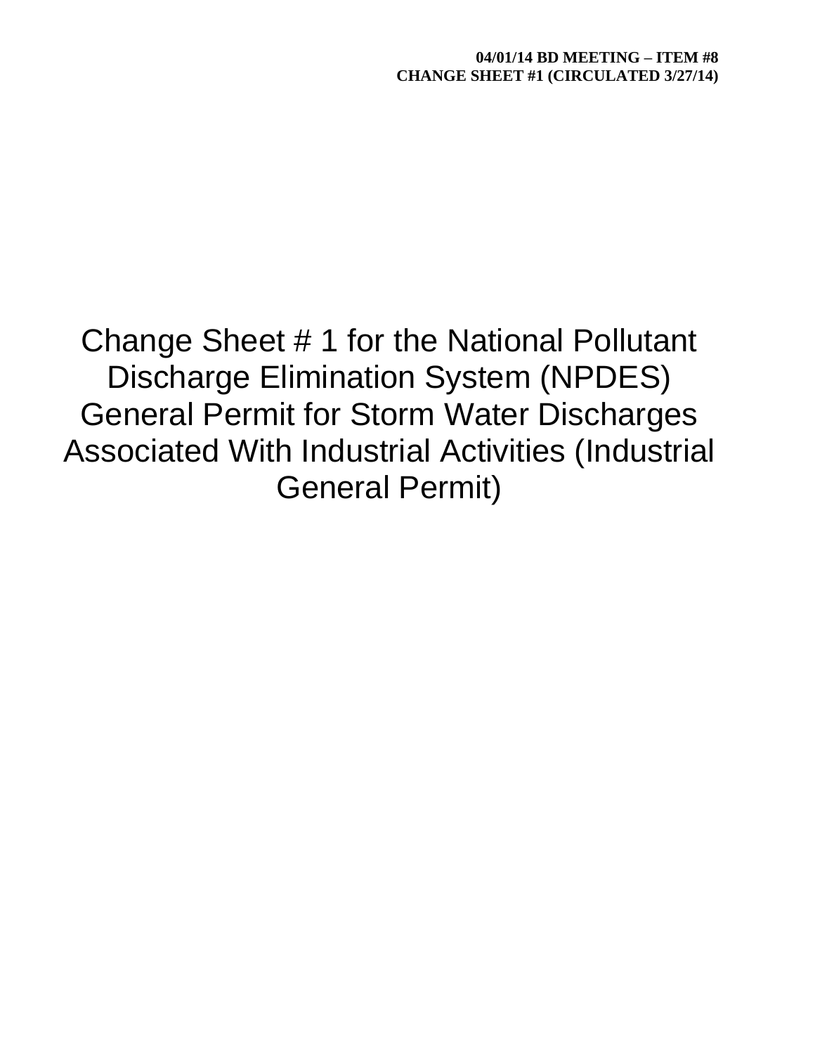**04/01/14 BD MEETING – ITEM #8**
**CHANGE SHEET #1 (CIRCULATED 3/27/14)**

# Change Sheet # 1 for the National Pollutant Discharge Elimination System (NPDES) General Permit for Storm Water Discharges Associated With Industrial Activities (Industrial General Permit)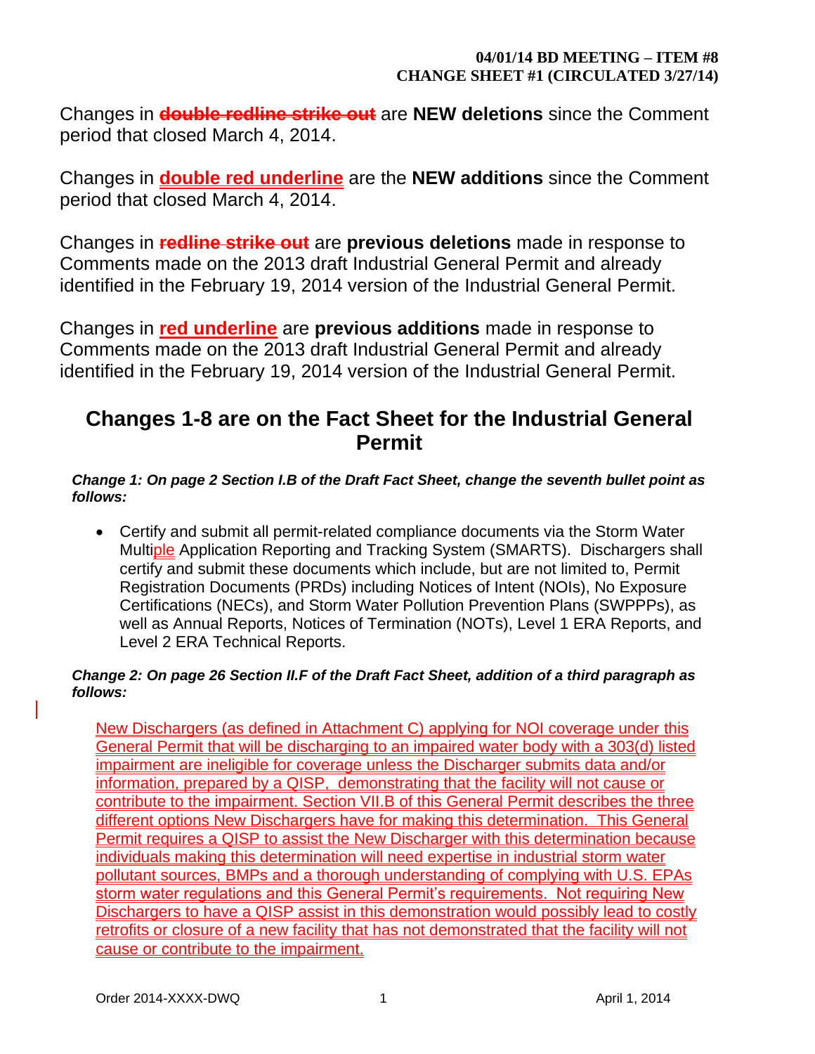**04/01/14 BD MEETING – ITEM #8**
**CHANGE SHEET #1 (CIRCULATED 3/27/14)**

Changes in ~~**double redline strike out**~~ are **NEW deletions** since the Comment period that closed March 4, 2014.

Changes in <u>**double red underline**</u> are the **NEW additions** since the Comment period that closed March 4, 2014.

Changes in ~~**redline strike out**~~ are **previous deletions** made in response to Comments made on the 2013 draft Industrial General Permit and already identified in the February 19, 2014 version of the Industrial General Permit.

Changes in <u>**red underline**</u> are **previous additions** made in response to Comments made on the 2013 draft Industrial General Permit and already identified in the February 19, 2014 version of the Industrial General Permit.

## Changes 1-8 are on the Fact Sheet for the Industrial General Permit

***Change 1: On page 2 Section I.B of the Draft Fact Sheet, change the seventh bullet point as follows:***

- Certify and submit all permit-related compliance documents via the Storm Water Multi<u>ple</u> Application Reporting and Tracking System (SMARTS). Dischargers shall certify and submit these documents which include, but are not limited to, Permit Registration Documents (PRDs) including Notices of Intent (NOIs), No Exposure Certifications (NECs), and Storm Water Pollution Prevention Plans (SWPPPs), as well as Annual Reports, Notices of Termination (NOTs), Level 1 ERA Reports, and Level 2 ERA Technical Reports.

***Change 2: On page 26 Section II.F of the Draft Fact Sheet, addition of a third paragraph as follows:***

<u>New Dischargers (as defined in Attachment C) applying for NOI coverage under this General Permit that will be discharging to an impaired water body with a 303(d) listed impairment are ineligible for coverage unless the Discharger submits data and/or information, prepared by a QISP, demonstrating that the facility will not cause or contribute to the impairment. Section VII.B of this General Permit describes the three different options New Dischargers have for making this determination. This General Permit requires a QISP to assist the New Discharger with this determination because individuals making this determination will need expertise in industrial storm water pollutant sources, BMPs and a thorough understanding of complying with U.S. EPAs storm water regulations and this General Permit's requirements. Not requiring New Dischargers to have a QISP assist in this demonstration would possibly lead to costly retrofits or closure of a new facility that has not demonstrated that the facility will not cause or contribute to the impairment.</u>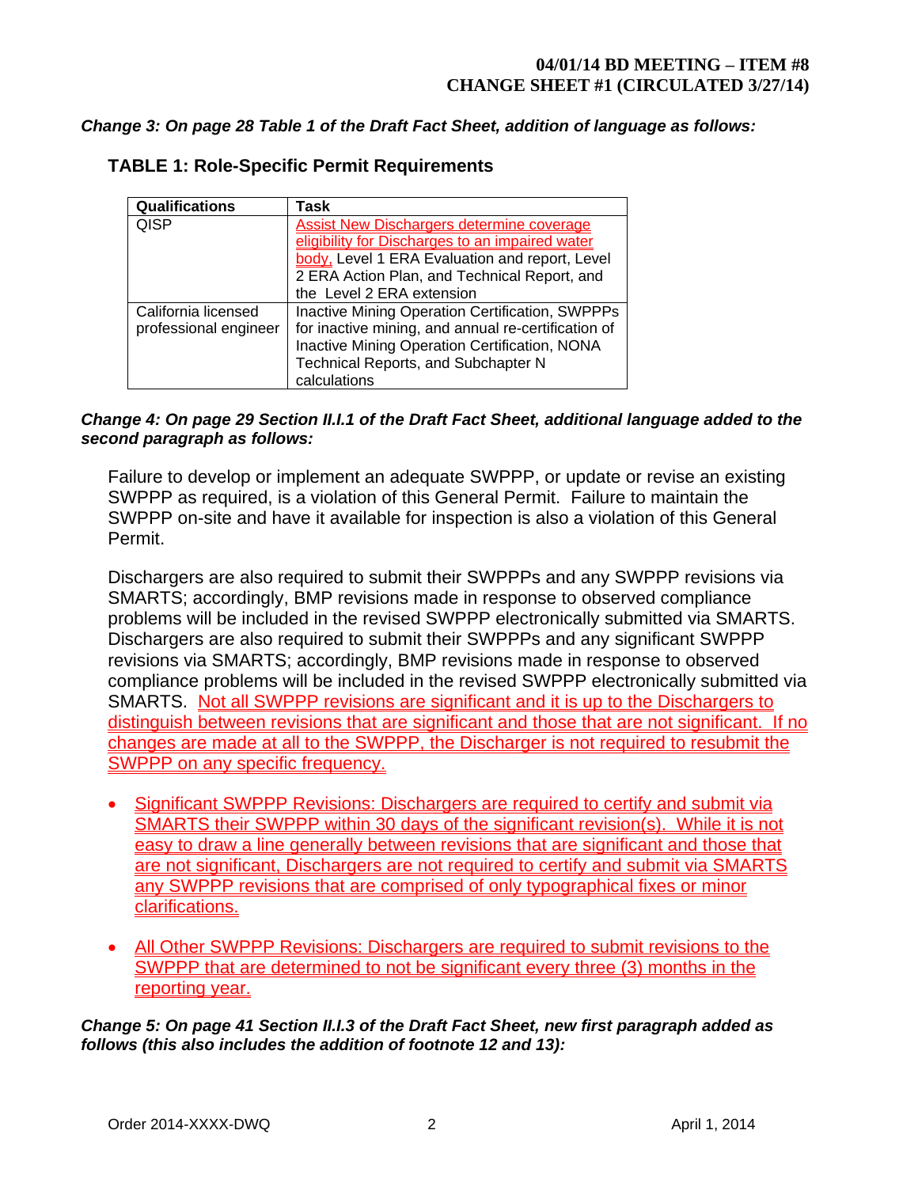**04/01/14 BD MEETING – ITEM #8**
**CHANGE SHEET #1 (CIRCULATED 3/27/14)**

***Change 3: On page 28 Table 1 of the Draft Fact Sheet, addition of language as follows:***

**TABLE 1: Role-Specific Permit Requirements**

| Qualifications | Task |
|---|---|
| QISP | Assist New Dischargers determine coverage eligibility for Discharges to an impaired water body, Level 1 ERA Evaluation and report, Level 2 ERA Action Plan, and Technical Report, and the Level 2 ERA extension |
| California licensed professional engineer | Inactive Mining Operation Certification, SWPPPs for inactive mining, and annual re-certification of Inactive Mining Operation Certification, NONA Technical Reports, and Subchapter N calculations |

***Change 4: On page 29 Section II.I.1 of the Draft Fact Sheet, additional language added to the second paragraph as follows:***

Failure to develop or implement an adequate SWPPP, or update or revise an existing SWPPP as required, is a violation of this General Permit. Failure to maintain the SWPPP on-site and have it available for inspection is also a violation of this General Permit.

Dischargers are also required to submit their SWPPPs and any SWPPP revisions via SMARTS; accordingly, BMP revisions made in response to observed compliance problems will be included in the revised SWPPP electronically submitted via SMARTS. Dischargers are also required to submit their SWPPPs and any significant SWPPP revisions via SMARTS; accordingly, BMP revisions made in response to observed compliance problems will be included in the revised SWPPP electronically submitted via SMARTS. Not all SWPPP revisions are significant and it is up to the Dischargers to distinguish between revisions that are significant and those that are not significant. If no changes are made at all to the SWPPP, the Discharger is not required to resubmit the SWPPP on any specific frequency.

- Significant SWPPP Revisions: Dischargers are required to certify and submit via SMARTS their SWPPP within 30 days of the significant revision(s). While it is not easy to draw a line generally between revisions that are significant and those that are not significant, Dischargers are not required to certify and submit via SMARTS any SWPPP revisions that are comprised of only typographical fixes or minor clarifications.

- All Other SWPPP Revisions: Dischargers are required to submit revisions to the SWPPP that are determined to not be significant every three (3) months in the reporting year.

***Change 5: On page 41 Section II.I.3 of the Draft Fact Sheet, new first paragraph added as follows (this also includes the addition of footnote 12 and 13):***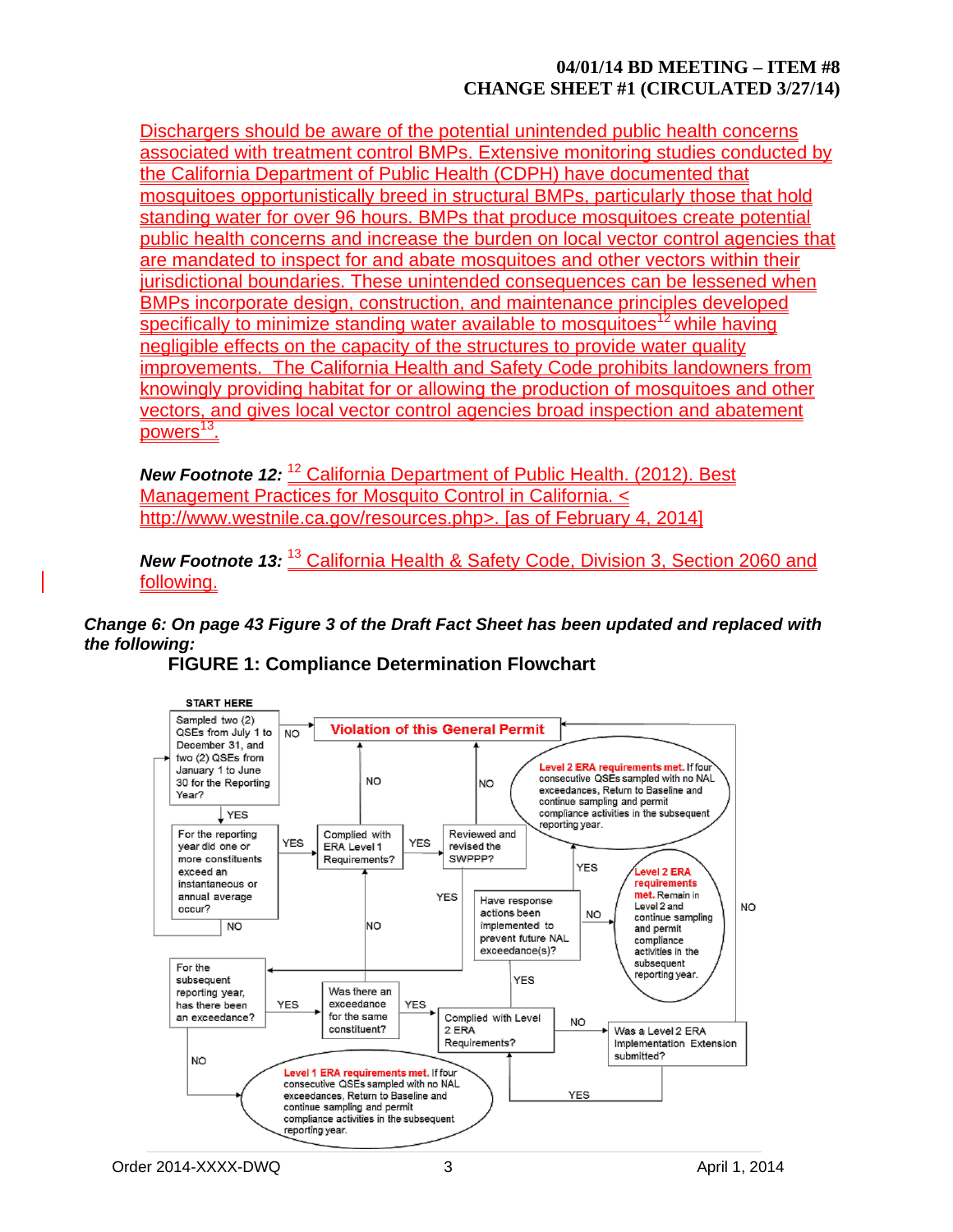Dischargers should be aware of the potential unintended public health concerns associated with treatment control BMPs. Extensive monitoring studies conducted by the California Department of Public Health (CDPH) have documented that mosquitoes opportunistically breed in structural BMPs, particularly those that hold standing water for over 96 hours. BMPs that produce mosquitoes create potential public health concerns and increase the burden on local vector control agencies that are mandated to inspect for and abate mosquitoes and other vectors within their jurisdictional boundaries. These unintended consequences can be lessened when BMPs incorporate design, construction, and maintenance principles developed specifically to minimize standing water available to mosquitoes[12] while having negligible effects on the capacity of the structures to provide water quality improvements. The California Health and Safety Code prohibits landowners from knowingly providing habitat for or allowing the production of mosquitoes and other vectors, and gives local vector control agencies broad inspection and abatement powers[13].

***New Footnote 12:*** [12] California Department of Public Health. (2012). Best Management Practices for Mosquito Control in California. < http://www.westnile.ca.gov/resources.php>. [as of February 4, 2014]

***New Footnote 13:*** [13] California Health & Safety Code, Division 3, Section 2060 and following.

***Change 6: On page 43 Figure 3 of the Draft Fact Sheet has been updated and replaced with the following:***

**FIGURE 1: Compliance Determination Flowchart**

START HERE

- Sampled two (2) QSEs from July 1 to December 31, and two (2) QSEs from January 1 to June 30 for the Reporting Year?
  - NO → Violation of this General Permit
  - YES → For the reporting year did one or more constituents exceed an instantaneous or annual average occur?
- For the reporting year did one or more constituents exceed an instantaneous or annual average occur?
  - NO → back to start
  - YES → Complied with ERA Level 1 Requirements?
- Complied with ERA Level 1 Requirements?
  - NO → Violation of this General Permit
  - YES → Reviewed and revised the SWPPP?
- Reviewed and revised the SWPPP?
  - NO → Violation of this General Permit
  - YES → Level 2 ERA requirements met. If four consecutive QSEs sampled with no NAL exceedances, Return to Baseline and continue sampling and permit compliance activities in the subsequent reporting year.
  - YES → For the subsequent reporting year, has there been an exceedance?
- For the subsequent reporting year, has there been an exceedance?
  - NO → Level 1 ERA requirements met. If four consecutive QSEs sampled with no NAL exceedances, Return to Baseline and continue sampling and permit compliance activities in the subsequent reporting year.
  - YES → Was there an exceedance for the same constituent?
- Was there an exceedance for the same constituent?
  - NO → back to Complied with ERA Level 1 Requirements?
  - YES → Complied with Level 2 ERA Requirements?
- Complied with Level 2 ERA Requirements?
  - NO → Was a Level 2 ERA Implementation Extension submitted?
  - YES → Have response actions been implemented to prevent future NAL exceedance(s)?
- Was a Level 2 ERA Implementation Extension submitted?
  - NO → Violation of this General Permit
  - YES → back to Complied with Level 2 ERA Requirements?
- Have response actions been implemented to prevent future NAL exceedance(s)?
  - NO → Level 2 ERA requirements met. Remain in Level 2 and continue sampling and permit compliance activities in the subsequent reporting year.
  - YES → Level 2 ERA requirements met. If four consecutive QSEs sampled with no NAL exceedances, Return to Baseline and continue sampling and permit compliance activities in the subsequent reporting year.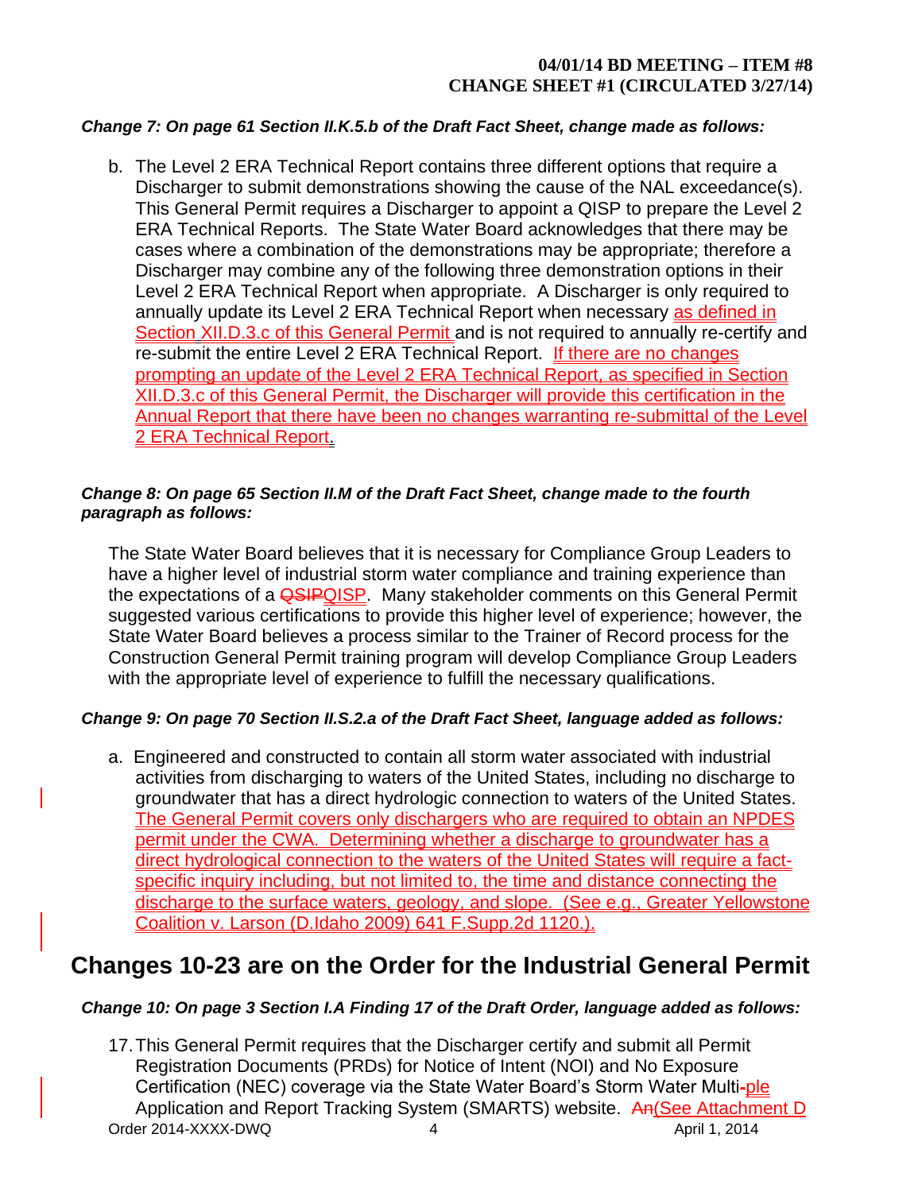*Change 7: On page 61 Section II.K.5.b of the Draft Fact Sheet, change made as follows:*

b. The Level 2 ERA Technical Report contains three different options that require a Discharger to submit demonstrations showing the cause of the NAL exceedance(s). This General Permit requires a Discharger to appoint a QISP to prepare the Level 2 ERA Technical Reports. The State Water Board acknowledges that there may be cases where a combination of the demonstrations may be appropriate; therefore a Discharger may combine any of the following three demonstration options in their Level 2 ERA Technical Report when appropriate. A Discharger is only required to annually update its Level 2 ERA Technical Report when necessary as defined in Section XII.D.3.c of this General Permit and is not required to annually re-certify and re-submit the entire Level 2 ERA Technical Report. If there are no changes prompting an update of the Level 2 ERA Technical Report, as specified in Section XII.D.3.c of this General Permit, the Discharger will provide this certification in the Annual Report that there have been no changes warranting re-submittal of the Level 2 ERA Technical Report.

*Change 8: On page 65 Section II.M of the Draft Fact Sheet, change made to the fourth paragraph as follows:*

The State Water Board believes that it is necessary for Compliance Group Leaders to have a higher level of industrial storm water compliance and training experience than the expectations of a ~~QSIP~~QISP. Many stakeholder comments on this General Permit suggested various certifications to provide this higher level of experience; however, the State Water Board believes a process similar to the Trainer of Record process for the Construction General Permit training program will develop Compliance Group Leaders with the appropriate level of experience to fulfill the necessary qualifications.

*Change 9: On page 70 Section II.S.2.a of the Draft Fact Sheet, language added as follows:*

a. Engineered and constructed to contain all storm water associated with industrial activities from discharging to waters of the United States, including no discharge to groundwater that has a direct hydrologic connection to waters of the United States. The General Permit covers only dischargers who are required to obtain an NPDES permit under the CWA. Determining whether a discharge to groundwater has a direct hydrological connection to the waters of the United States will require a fact-specific inquiry including, but not limited to, the time and distance connecting the discharge to the surface waters, geology, and slope. (See e.g., Greater Yellowstone Coalition v. Larson (D.Idaho 2009) 641 F.Supp.2d 1120.).

## Changes 10-23 are on the Order for the Industrial General Permit

*Change 10: On page 3 Section I.A Finding 17 of the Draft Order, language added as follows:*

17. This General Permit requires that the Discharger certify and submit all Permit Registration Documents (PRDs) for Notice of Intent (NOI) and No Exposure Certification (NEC) coverage via the State Water Board's Storm Water Multi~~-~~ple Application and Report Tracking System (SMARTS) website. ~~An~~(See Attachment D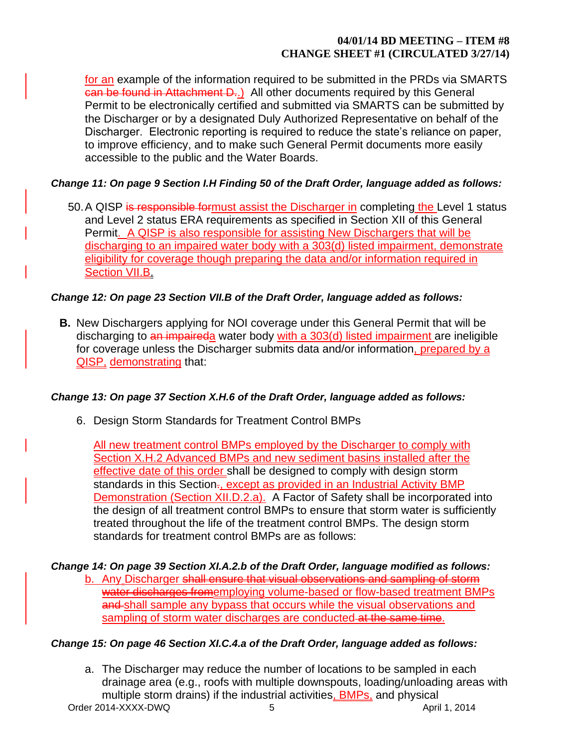for an example of the information required to be submitted in the PRDs via SMARTS ~~can be found in Attachment D.~~.) All other documents required by this General Permit to be electronically certified and submitted via SMARTS can be submitted by the Discharger or by a designated Duly Authorized Representative on behalf of the Discharger. Electronic reporting is required to reduce the state's reliance on paper, to improve efficiency, and to make such General Permit documents more easily accessible to the public and the Water Boards.

***Change 11: On page 9 Section I.H Finding 50 of the Draft Order, language added as follows:***

50. A QISP ~~is responsible for~~must assist the Discharger in completing the Level 1 status and Level 2 status ERA requirements as specified in Section XII of this General Permit. A QISP is also responsible for assisting New Dischargers that will be discharging to an impaired water body with a 303(d) listed impairment, demonstrate eligibility for coverage though preparing the data and/or information required in Section VII.B.

***Change 12: On page 23 Section VII.B of the Draft Order, language added as follows:***

**B.** New Dischargers applying for NOI coverage under this General Permit that will be discharging to ~~an impaired~~a water body with a 303(d) listed impairment are ineligible for coverage unless the Discharger submits data and/or information, prepared by a QISP, demonstrating that:

***Change 13: On page 37 Section X.H.6 of the Draft Order, language added as follows:***

6. Design Storm Standards for Treatment Control BMPs

   All new treatment control BMPs employed by the Discharger to comply with Section X.H.2 Advanced BMPs and new sediment basins installed after the effective date of this order shall be designed to comply with design storm standards in this Section~~.~~, except as provided in an Industrial Activity BMP Demonstration (Section XII.D.2.a). A Factor of Safety shall be incorporated into the design of all treatment control BMPs to ensure that storm water is sufficiently treated throughout the life of the treatment control BMPs. The design storm standards for treatment control BMPs are as follows:

***Change 14: On page 39 Section XI.A.2.b of the Draft Order, language modified as follows:***

b. Any Discharger ~~shall ensure that visual observations and sampling of storm water discharges from~~employing volume-based or flow-based treatment BMPs ~~and~~ shall sample any bypass that occurs while the visual observations and sampling of storm water discharges are conducted ~~at the same time~~.

***Change 15: On page 46 Section XI.C.4.a of the Draft Order, language added as follows:***

a. The Discharger may reduce the number of locations to be sampled in each drainage area (e.g., roofs with multiple downspouts, loading/unloading areas with multiple storm drains) if the industrial activities, BMPs, and physical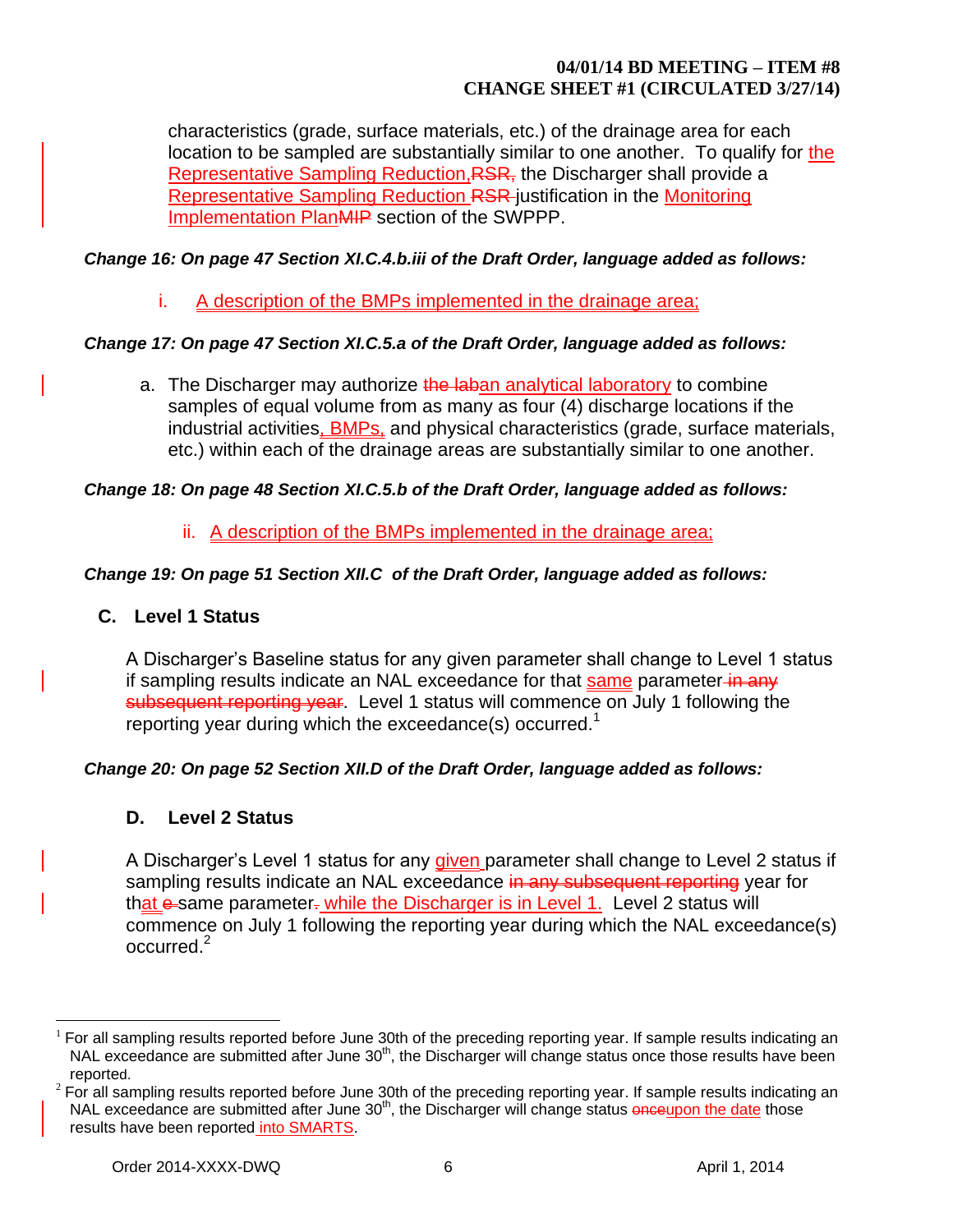characteristics (grade, surface materials, etc.) of the drainage area for each location to be sampled are substantially similar to one another. To qualify for <u>the Representative Sampling Reduction,</u>~~RSR,~~ the Discharger shall provide a <u>Representative Sampling Reduction</u> ~~RSR~~ justification in the <u>Monitoring Implementation Plan</u>~~MIP~~ section of the SWPPP.

***Change 16: On page 47 Section XI.C.4.b.iii of the Draft Order, language added as follows:***

i. <u>A description of the BMPs implemented in the drainage area;</u>

***Change 17: On page 47 Section XI.C.5.a of the Draft Order, language added as follows:***

a. The Discharger may authorize ~~the lab~~<u>an analytical laboratory</u> to combine samples of equal volume from as many as four (4) discharge locations if the industrial activities<u>, BMPs,</u> and physical characteristics (grade, surface materials, etc.) within each of the drainage areas are substantially similar to one another.

***Change 18: On page 48 Section XI.C.5.b of the Draft Order, language added as follows:***

ii. <u>A description of the BMPs implemented in the drainage area;</u>

***Change 19: On page 51 Section XII.C of the Draft Order, language added as follows:***

**C. Level 1 Status**

A Discharger's Baseline status for any given parameter shall change to Level 1 status if sampling results indicate an NAL exceedance for that <u>same</u> parameter ~~in any subsequent reporting year~~. Level 1 status will commence on July 1 following the reporting year during which the exceedance(s) occurred.[1]

***Change 20: On page 52 Section XII.D of the Draft Order, language added as follows:***

**D. Level 2 Status**

A Discharger's Level 1 status for any <u>given</u> parameter shall change to Level 2 status if sampling results indicate an NAL exceedance ~~in any subsequent reporting~~ year for th<u>at</u> ~~e~~ same parameter~~.~~ <u>while the Discharger is in Level 1.</u> Level 2 status will commence on July 1 following the reporting year during which the NAL exceedance(s) occurred.[2]

---

[1] For all sampling results reported before June 30th of the preceding reporting year. If sample results indicating an NAL exceedance are submitted after June 30th, the Discharger will change status once those results have been reported.

[2] For all sampling results reported before June 30th of the preceding reporting year. If sample results indicating an NAL exceedance are submitted after June 30th, the Discharger will change status ~~once~~<u>upon the date</u> those results have been reported<u> into SMARTS</u>.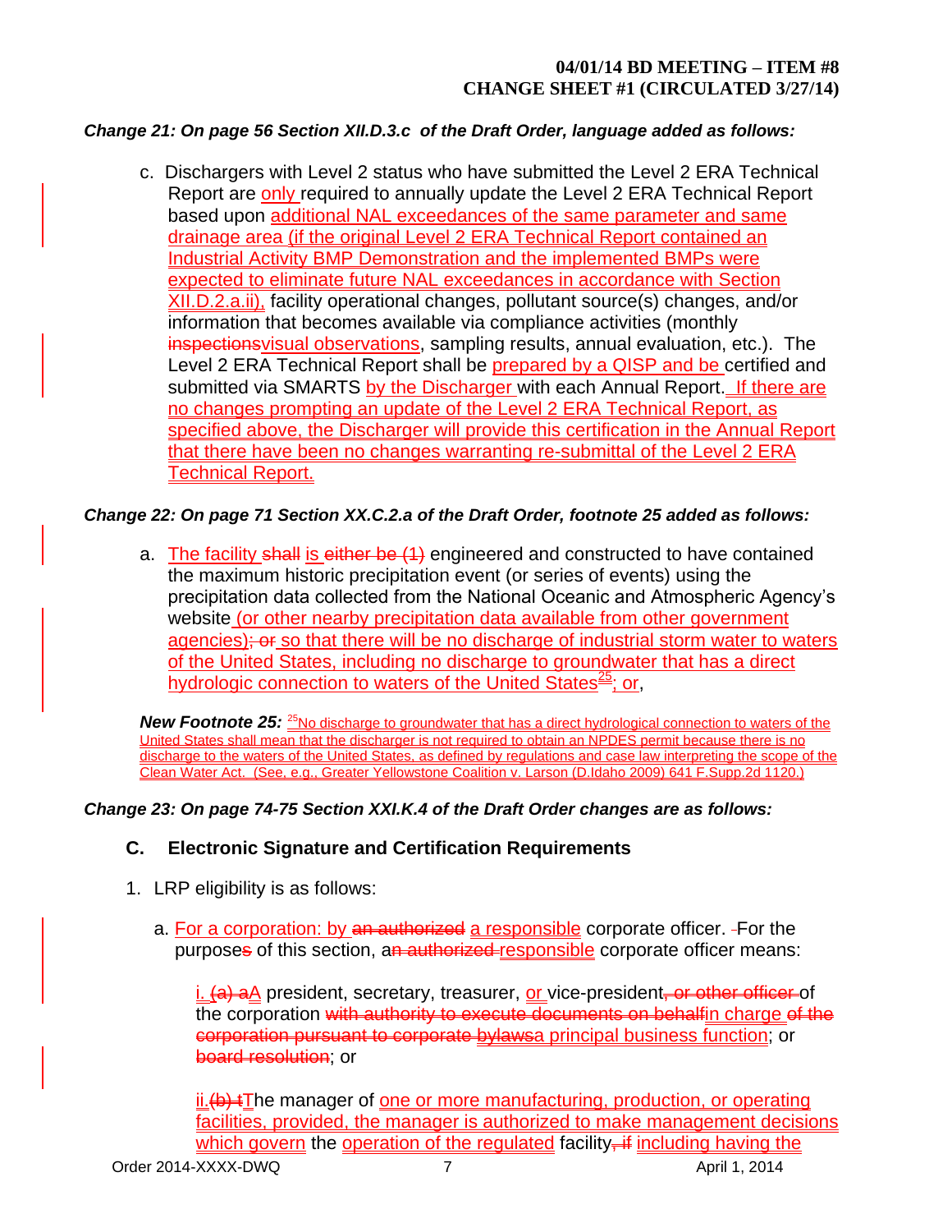***Change 21: On page 56 Section XII.D.3.c of the Draft Order, language added as follows:***

c. Dischargers with Level 2 status who have submitted the Level 2 ERA Technical Report are only required to annually update the Level 2 ERA Technical Report based upon additional NAL exceedances of the same parameter and same drainage area (if the original Level 2 ERA Technical Report contained an Industrial Activity BMP Demonstration and the implemented BMPs were expected to eliminate future NAL exceedances in accordance with Section XII.D.2.a.ii), facility operational changes, pollutant source(s) changes, and/or information that becomes available via compliance activities (monthly ~~inspections~~visual observations, sampling results, annual evaluation, etc.). The Level 2 ERA Technical Report shall be prepared by a QISP and be certified and submitted via SMARTS by the Discharger with each Annual Report. If there are no changes prompting an update of the Level 2 ERA Technical Report, as specified above, the Discharger will provide this certification in the Annual Report that there have been no changes warranting re-submittal of the Level 2 ERA Technical Report.

***Change 22: On page 71 Section XX.C.2.a of the Draft Order, footnote 25 added as follows:***

a. The facility ~~shall~~ is ~~either be (1)~~ engineered and constructed to have contained the maximum historic precipitation event (or series of events) using the precipitation data collected from the National Oceanic and Atmospheric Agency's website (or other nearby precipitation data available from other government agencies)~~; or~~ so that there will be no discharge of industrial storm water to waters of the United States, including no discharge to groundwater that has a direct hydrologic connection to waters of the United States[25]; or,

***New Footnote 25:*** [25]No discharge to groundwater that has a direct hydrological connection to waters of the United States shall mean that the discharger is not required to obtain an NPDES permit because there is no discharge to the waters of the United States, as defined by regulations and case law interpreting the scope of the Clean Water Act. (See, e.g., Greater Yellowstone Coalition v. Larson (D.Idaho 2009) 641 F.Supp.2d 1120.)

***Change 23: On page 74-75 Section XXI.K.4 of the Draft Order changes are as follows:***

**C. Electronic Signature and Certification Requirements**

1. LRP eligibility is as follows:

   a. For a corporation: by ~~an authorized~~ a responsible corporate officer. ~~-~~For the purpose~~s~~ of this section, a~~n authorized~~ responsible corporate officer means:

      i. ~~(a) a~~A president, secretary, treasurer, or vice-president~~, or other officer~~ of the corporation ~~with authority to execute documents on behalf~~in charge ~~of the corporation pursuant to corporate bylaws~~a principal business function; or ~~board resolution~~; or

      ii.~~(b) t~~The manager of one or more manufacturing, production, or operating facilities, provided, the manager is authorized to make management decisions which govern the operation of the regulated facility~~, if~~ including having the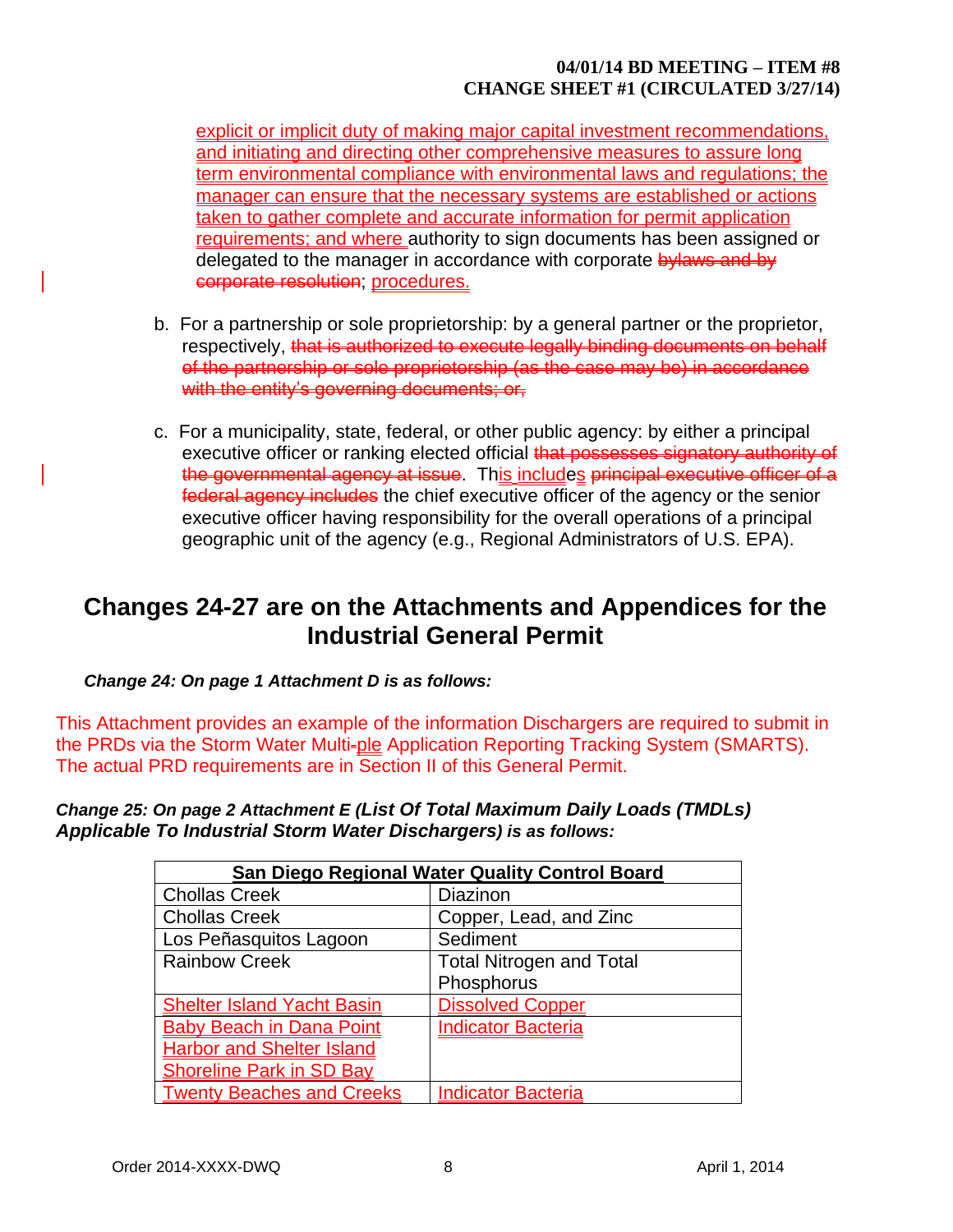explicit or implicit duty of making major capital investment recommendations, and initiating and directing other comprehensive measures to assure long term environmental compliance with environmental laws and regulations; the manager can ensure that the necessary systems are established or actions taken to gather complete and accurate information for permit application requirements; and where authority to sign documents has been assigned or delegated to the manager in accordance with corporate ~~bylaws and by corporate resolution~~; procedures.

b. For a partnership or sole proprietorship: by a general partner or the proprietor, respectively, ~~that is authorized to execute legally binding documents on behalf of the partnership or sole proprietorship (as the case may be) in accordance with the entity's governing documents; or,~~

c. For a municipality, state, federal, or other public agency: by either a principal executive officer or ranking elected official ~~that possesses signatory authority of the governmental agency at issue~~. This includes ~~principal executive officer of a federal agency includes~~ the chief executive officer of the agency or the senior executive officer having responsibility for the overall operations of a principal geographic unit of the agency (e.g., Regional Administrators of U.S. EPA).

## Changes 24-27 are on the Attachments and Appendices for the Industrial General Permit

***Change 24: On page 1 Attachment D is as follows:***

This Attachment provides an example of the information Dischargers are required to submit in the PRDs via the Storm Water Multi~~-~~ple Application Reporting Tracking System (SMARTS). The actual PRD requirements are in Section II of this General Permit.

***Change 25: On page 2 Attachment E (List Of Total Maximum Daily Loads (TMDLs) Applicable To Industrial Storm Water Dischargers) is as follows:***

| San Diego Regional Water Quality Control Board | |
|---|---|
| Chollas Creek | Diazinon |
| Chollas Creek | Copper, Lead, and Zinc |
| Los Peñasquitos Lagoon | Sediment |
| Rainbow Creek | Total Nitrogen and Total Phosphorus |
| Shelter Island Yacht Basin | Dissolved Copper |
| Baby Beach in Dana Point Harbor and Shelter Island Shoreline Park in SD Bay | Indicator Bacteria |
| Twenty Beaches and Creeks | Indicator Bacteria |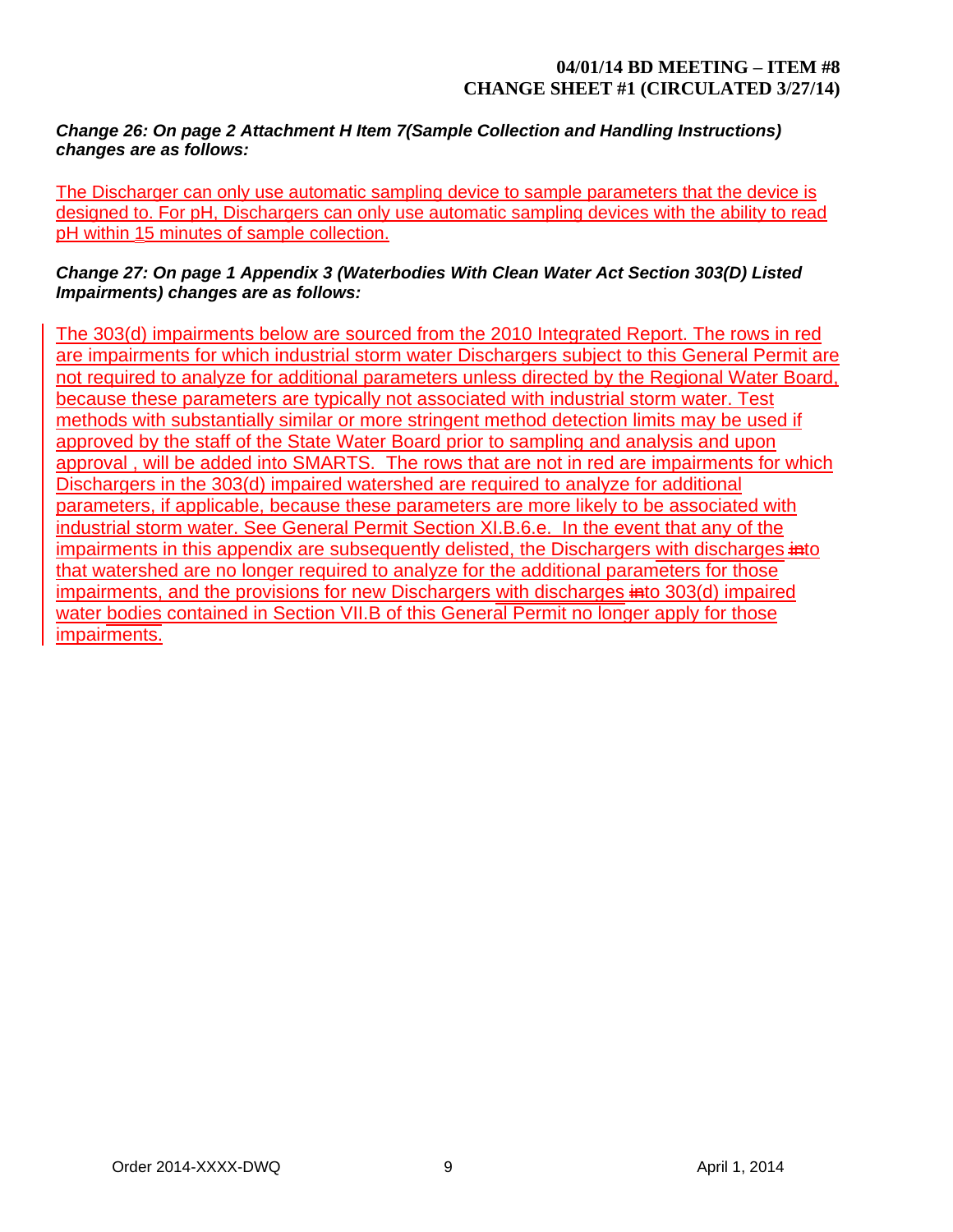*Change 26: On page 2 Attachment H Item 7(Sample Collection and Handling Instructions) changes are as follows:*

The Discharger can only use automatic sampling device to sample parameters that the device is designed to. For pH, Dischargers can only use automatic sampling devices with the ability to read pH within 15 minutes of sample collection.

*Change 27: On page 1 Appendix 3 (Waterbodies With Clean Water Act Section 303(D) Listed Impairments) changes are as follows:*

The 303(d) impairments below are sourced from the 2010 Integrated Report. The rows in red are impairments for which industrial storm water Dischargers subject to this General Permit are not required to analyze for additional parameters unless directed by the Regional Water Board, because these parameters are typically not associated with industrial storm water. Test methods with substantially similar or more stringent method detection limits may be used if approved by the staff of the State Water Board prior to sampling and analysis and upon approval , will be added into SMARTS. The rows that are not in red are impairments for which Dischargers in the 303(d) impaired watershed are required to analyze for additional parameters, if applicable, because these parameters are more likely to be associated with industrial storm water. See General Permit Section XI.B.6.e. In the event that any of the impairments in this appendix are subsequently delisted, the Dischargers with discharges ~~in~~to that watershed are no longer required to analyze for the additional parameters for those impairments, and the provisions for new Dischargers with discharges ~~in~~to 303(d) impaired water bodies contained in Section VII.B of this General Permit no longer apply for those impairments.